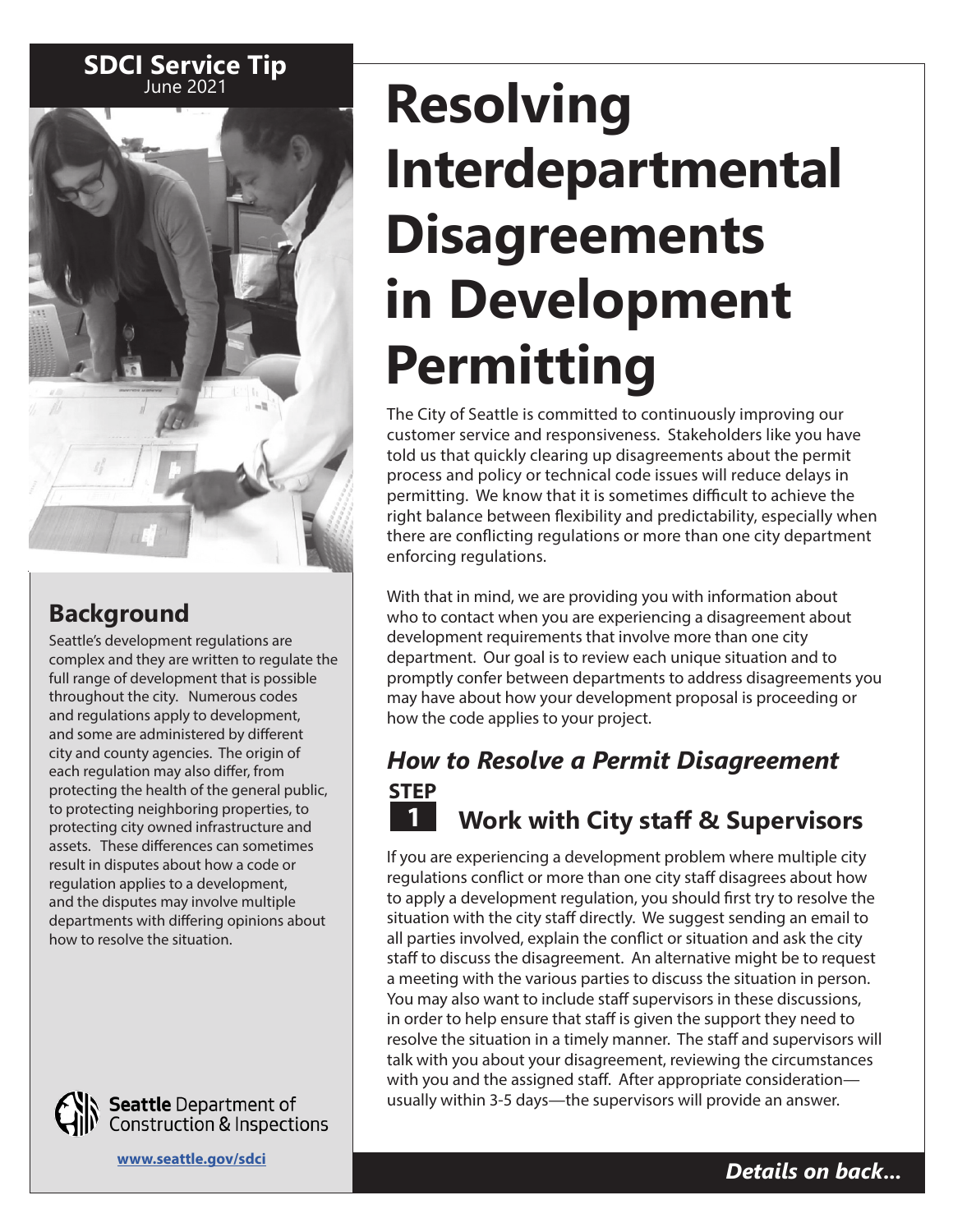**SDCI Service Tip**
June 2021

# Resolving Interdepartmental Disagreements in Development Permitting

## Background

Seattle's development regulations are complex and they are written to regulate the full range of development that is possible throughout the city. Numerous codes and regulations apply to development, and some are administered by different city and county agencies. The origin of each regulation may also differ, from protecting the health of the general public, to protecting neighboring properties, to protecting city owned infrastructure and assets. These differences can sometimes result in disputes about how a code or regulation applies to a development, and the disputes may involve multiple departments with differing opinions about how to resolve the situation.

**Seattle** Department of Construction & Inspections

www.seattle.gov/sdci

The City of Seattle is committed to continuously improving our customer service and responsiveness. Stakeholders like you have told us that quickly clearing up disagreements about the permit process and policy or technical code issues will reduce delays in permitting. We know that it is sometimes difficult to achieve the right balance between flexibility and predictability, especially when there are conflicting regulations or more than one city department enforcing regulations.

With that in mind, we are providing you with information about who to contact when you are experiencing a disagreement about development requirements that involve more than one city department. Our goal is to review each unique situation and to promptly confer between departments to address disagreements you may have about how your development proposal is proceeding or how the code applies to your project.

## *How to Resolve a Permit Disagreement*

### STEP 1 Work with City staff & Supervisors

If you are experiencing a development problem where multiple city regulations conflict or more than one city staff disagrees about how to apply a development regulation, you should first try to resolve the situation with the city staff directly. We suggest sending an email to all parties involved, explain the conflict or situation and ask the city staff to discuss the disagreement. An alternative might be to request a meeting with the various parties to discuss the situation in person. You may also want to include staff supervisors in these discussions, in order to help ensure that staff is given the support they need to resolve the situation in a timely manner. The staff and supervisors will talk with you about your disagreement, reviewing the circumstances with you and the assigned staff. After appropriate consideration—usually within 3-5 days—the supervisors will provide an answer.

***Details on back...***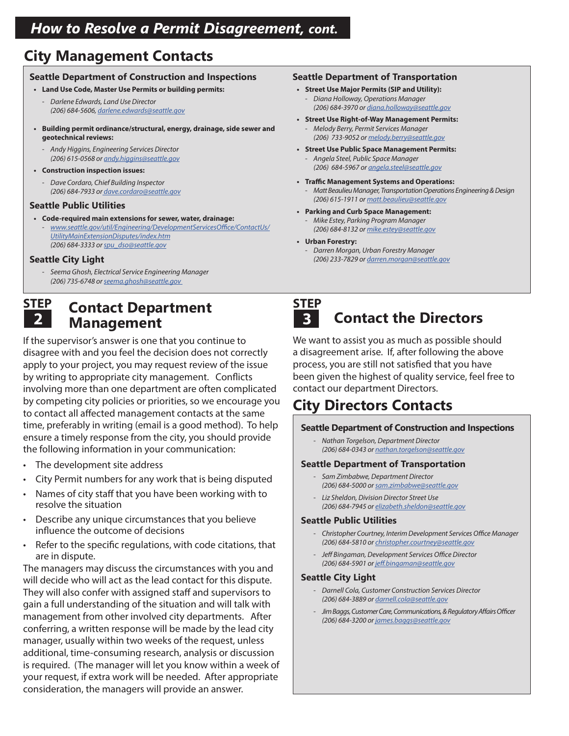# *How to Resolve a Permit Disagreement, cont.*

## City Management Contacts

### Seattle Department of Construction and Inspections

- **Land Use Code, Master Use Permits or building permits:**
  - *Darlene Edwards, Land Use Director*
    *(206) 684-5606, darlene.edwards@seattle.gov*
- **Building permit ordinance/structural, energy, drainage, side sewer and geotechnical reviews:**
  - *Andy Higgins, Engineering Services Director*
    *(206) 615-0568 or andy.higgins@seattle.gov*
- **Construction inspection issues:**
  - *Dave Cordaro, Chief Building Inspector*
    *(206) 684-7933 or dave.cordaro@seattle.gov*

### Seattle Public Utilities

- **Code-required main extensions for sewer, water, drainage:**
  - *www.seattle.gov/util/Engineering/DevelopmentServicesOffice/ContactUs/UtilityMainExtensionDisputes/index.htm*
    *(206) 684-3333 or spu_dso@seattle.gov*

### Seattle City Light

- *Seema Ghosh, Electrical Service Engineering Manager*
  *(206) 735-6748 or seema.ghosh@seattle.gov*

### Seattle Department of Transportation

- **Street Use Major Permits (SIP and Utility):**
  - *Diana Holloway, Operations Manager*
    *(206) 684-3970 or diana.holloway@seattle.gov*
- **Street Use Right-of-Way Management Permits:**
  - *Melody Berry, Permit Services Manager*
    *(206) 733-9052 or melody.berry@seattle.gov*
- **Street Use Public Space Management Permits:**
  - *Angela Steel, Public Space Manager*
    *(206) 684-5967 or angela.steel@seattle.gov*
- **Traffic Management Systems and Operations:**
  - *Matt Beaulieu Manager, Transportation Operations Engineering & Design*
    *(206) 615-1911 or matt.beaulieu@seattle.gov*
- **Parking and Curb Space Management:**
  - *Mike Estey, Parking Program Manager*
    *(206) 684-8132 or mike.estey@seattle.gov*
- **Urban Forestry:**
  - *Darren Morgan, Urban Forestry Manager*
    *(206) 233-7829 or darren.morgan@seattle.gov*

## STEP 2 Contact Department Management

If the supervisor's answer is one that you continue to disagree with and you feel the decision does not correctly apply to your project, you may request review of the issue by writing to appropriate city management. Conflicts involving more than one department are often complicated by competing city policies or priorities, so we encourage you to contact all affected management contacts at the same time, preferably in writing (email is a good method). To help ensure a timely response from the city, you should provide the following information in your communication:

- The development site address
- City Permit numbers for any work that is being disputed
- Names of city staff that you have been working with to resolve the situation
- Describe any unique circumstances that you believe influence the outcome of decisions
- Refer to the specific regulations, with code citations, that are in dispute.

The managers may discuss the circumstances with you and will decide who will act as the lead contact for this dispute. They will also confer with assigned staff and supervisors to gain a full understanding of the situation and will talk with management from other involved city departments. After conferring, a written response will be made by the lead city manager, usually within two weeks of the request, unless additional, time-consuming research, analysis or discussion is required. (The manager will let you know within a week of your request, if extra work will be needed. After appropriate consideration, the managers will provide an answer.

## STEP 3 Contact the Directors

We want to assist you as much as possible should a disagreement arise. If, after following the above process, you are still not satisfied that you have been given the highest of quality service, feel free to contact our department Directors.

## City Directors Contacts

### Seattle Department of Construction and Inspections

- *Nathan Torgelson, Department Director*
  *(206) 684-0343 or nathan.torgelson@seattle.gov*

### Seattle Department of Transportation

- *Sam Zimbabwe, Department Director*
  *(206) 684-5000 or sam.zimbabwe@seattle.gov*
- *Liz Sheldon, Division Director Street Use*
  *(206) 684-7945 or elizabeth.sheldon@seattle.gov*

### Seattle Public Utilities

- *Christopher Courtney, Interim Development Services Office Manager*
  *(206) 684-5810 or christopher.courtney@seattle.gov*
- *Jeff Bingaman, Development Services Office Director*
  *(206) 684-5901 or jeff.bingaman@seattle.gov*

### Seattle City Light

- *Darnell Cola, Customer Construction Services Director*
  *(206) 684-3889 or darnell.cola@seattle.gov*
- *Jim Baggs, Customer Care, Communications, & Regulatory Affairs Officer*
  *(206) 684-3200 or james.baggs@seattle.gov*